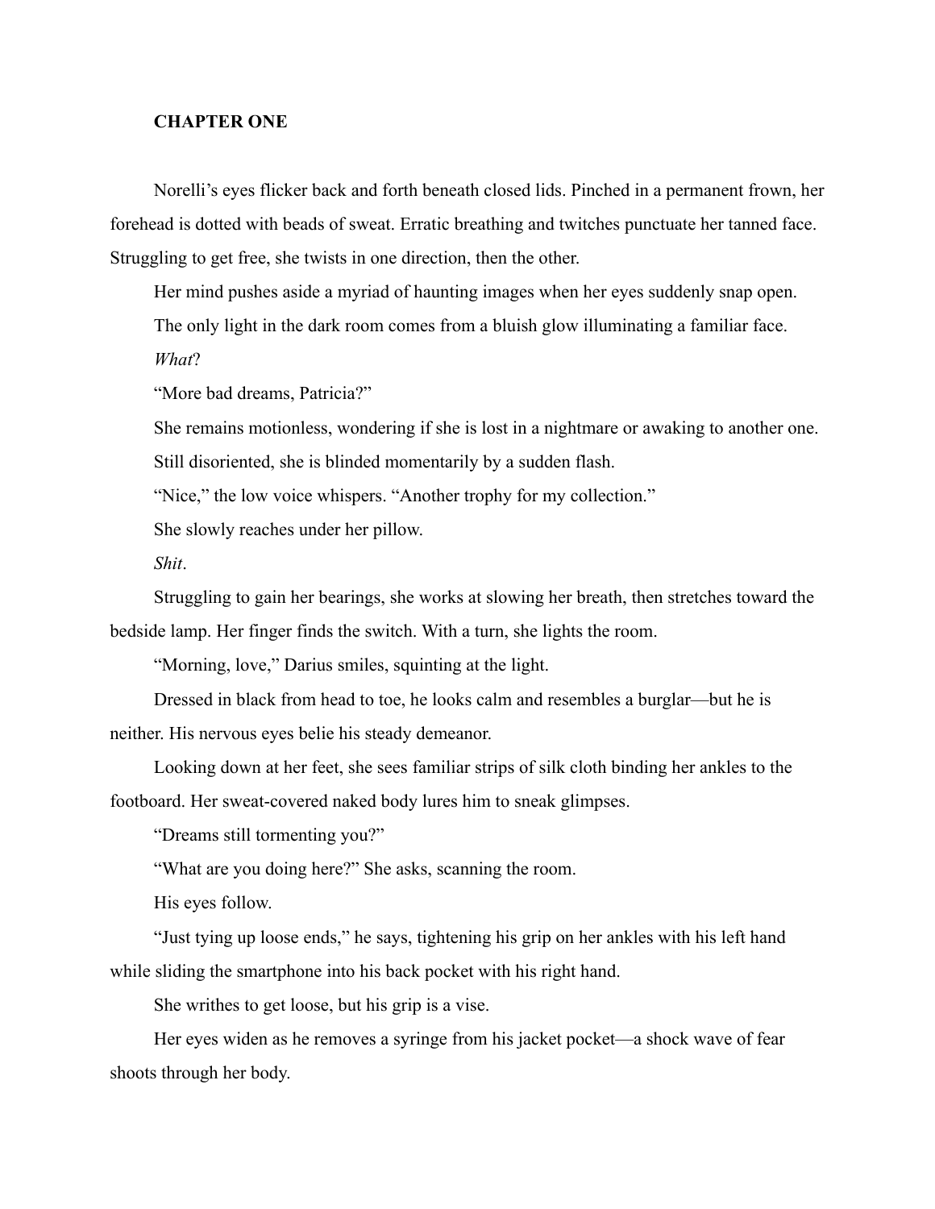**CHAPTER ONE**

Norelli's eyes flicker back and forth beneath closed lids. Pinched in a permanent frown, her forehead is dotted with beads of sweat. Erratic breathing and twitches punctuate her tanned face. Struggling to get free, she twists in one direction, then the other.

Her mind pushes aside a myriad of haunting images when her eyes suddenly snap open.

The only light in the dark room comes from a bluish glow illuminating a familiar face.

*What*?

"More bad dreams, Patricia?"

She remains motionless, wondering if she is lost in a nightmare or awaking to another one.

Still disoriented, she is blinded momentarily by a sudden flash.

"Nice," the low voice whispers. "Another trophy for my collection."

She slowly reaches under her pillow.

*Shit*.

Struggling to gain her bearings, she works at slowing her breath, then stretches toward the bedside lamp. Her finger finds the switch. With a turn, she lights the room.

"Morning, love," Darius smiles, squinting at the light.

Dressed in black from head to toe, he looks calm and resembles a burglar—but he is neither. His nervous eyes belie his steady demeanor.

Looking down at her feet, she sees familiar strips of silk cloth binding her ankles to the footboard. Her sweat-covered naked body lures him to sneak glimpses.

"Dreams still tormenting you?"

"What are you doing here?" She asks, scanning the room.

His eyes follow.

"Just tying up loose ends," he says, tightening his grip on her ankles with his left hand while sliding the smartphone into his back pocket with his right hand.

She writhes to get loose, but his grip is a vise.

Her eyes widen as he removes a syringe from his jacket pocket—a shock wave of fear shoots through her body.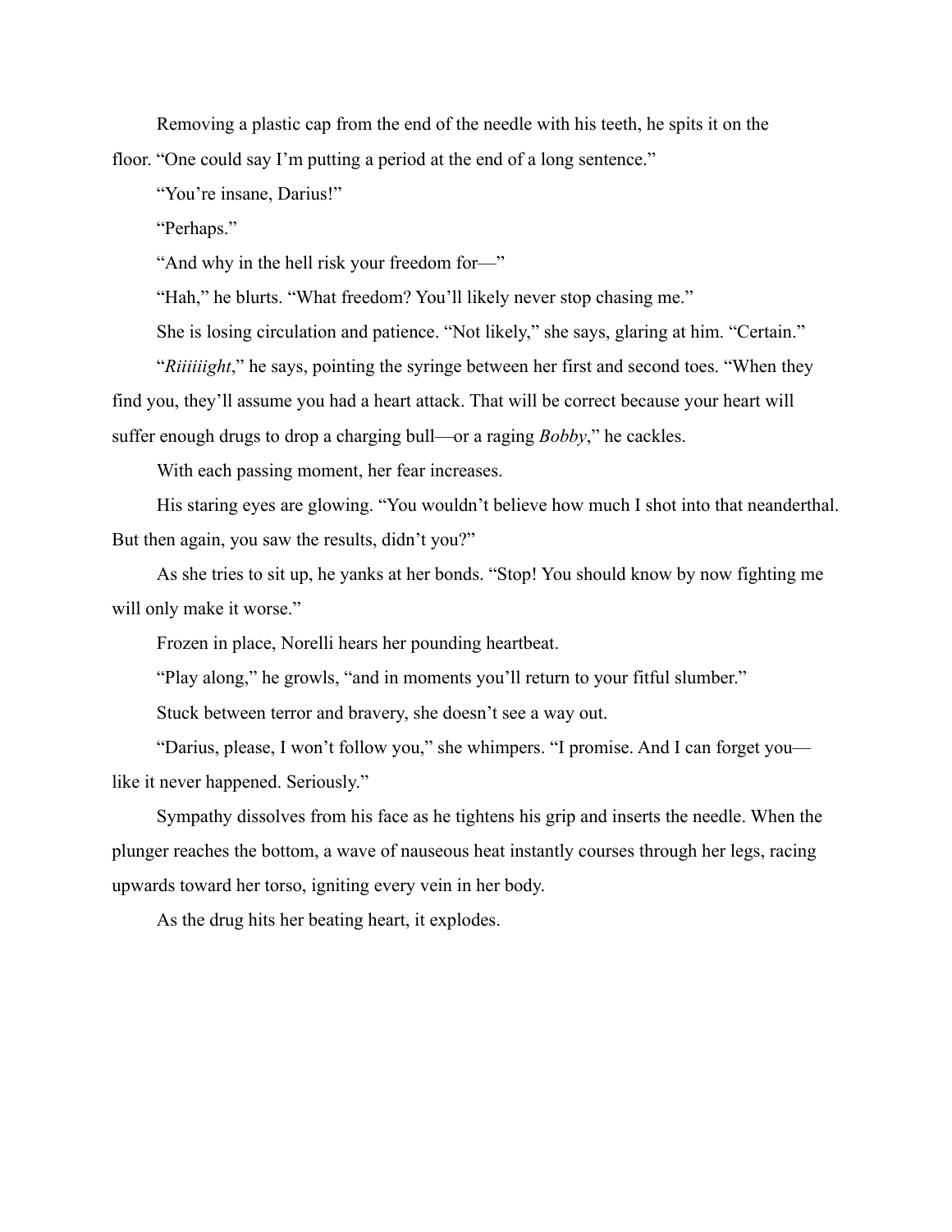Removing a plastic cap from the end of the needle with his teeth, he spits it on the floor. "One could say I'm putting a period at the end of a long sentence."

"You're insane, Darius!"

"Perhaps."

"And why in the hell risk your freedom for—"

"Hah," he blurts. "What freedom? You'll likely never stop chasing me."

She is losing circulation and patience. "Not likely," she says, glaring at him. "Certain."

"*Riiiiiight*," he says, pointing the syringe between her first and second toes. "When they find you, they'll assume you had a heart attack. That will be correct because your heart will suffer enough drugs to drop a charging bull—or a raging *Bobby*," he cackles.

With each passing moment, her fear increases.

His staring eyes are glowing. "You wouldn't believe how much I shot into that neanderthal. But then again, you saw the results, didn't you?"

As she tries to sit up, he yanks at her bonds. "Stop! You should know by now fighting me will only make it worse."

Frozen in place, Norelli hears her pounding heartbeat.

"Play along," he growls, "and in moments you'll return to your fitful slumber."

Stuck between terror and bravery, she doesn't see a way out.

"Darius, please, I won't follow you," she whimpers. "I promise. And I can forget you—like it never happened. Seriously."

Sympathy dissolves from his face as he tightens his grip and inserts the needle. When the plunger reaches the bottom, a wave of nauseous heat instantly courses through her legs, racing upwards toward her torso, igniting every vein in her body.

As the drug hits her beating heart, it explodes.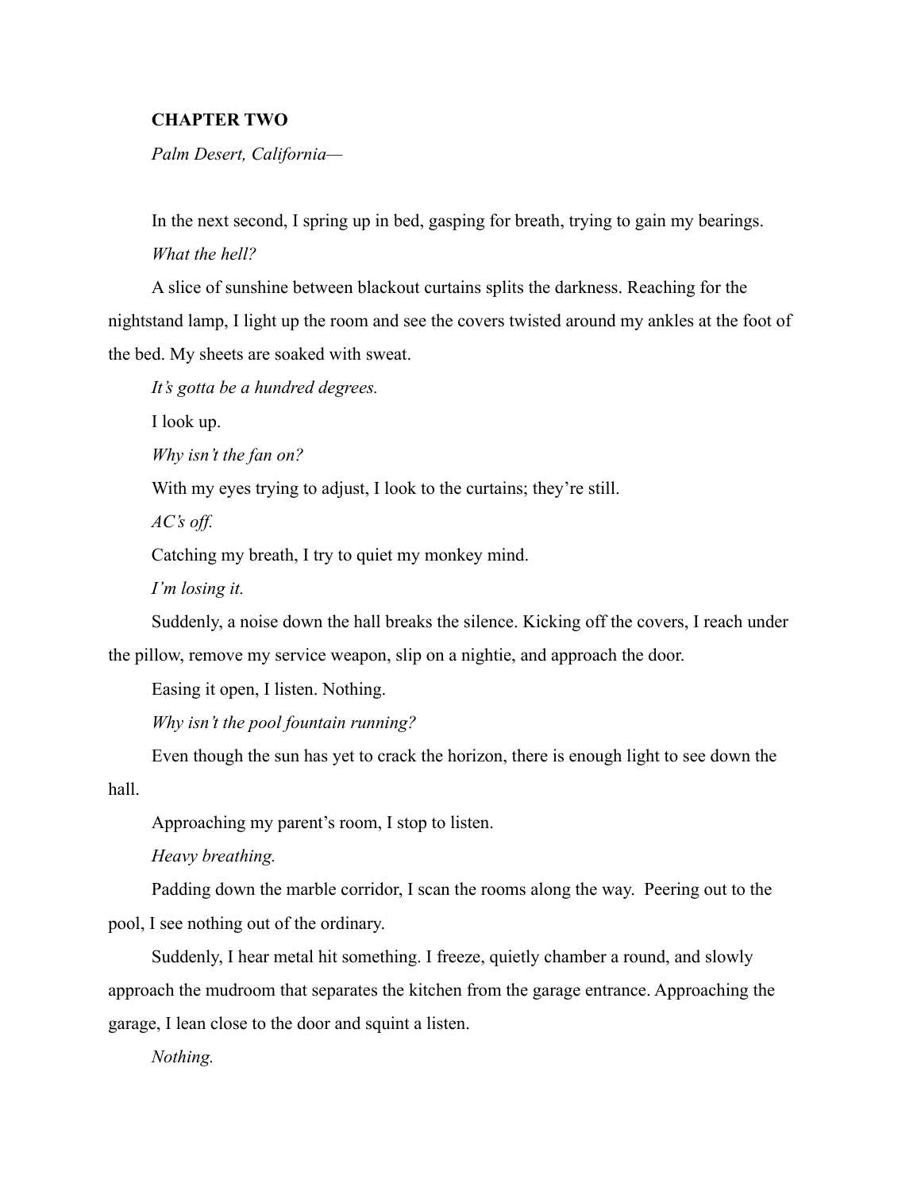**CHAPTER TWO**

*Palm Desert, California—*

In the next second, I spring up in bed, gasping for breath, trying to gain my bearings.

*What the hell?*

A slice of sunshine between blackout curtains splits the darkness. Reaching for the nightstand lamp, I light up the room and see the covers twisted around my ankles at the foot of the bed. My sheets are soaked with sweat.

*It's gotta be a hundred degrees.*

I look up.

*Why isn't the fan on?*

With my eyes trying to adjust, I look to the curtains; they're still.

*AC's off.*

Catching my breath, I try to quiet my monkey mind.

*I'm losing it.*

Suddenly, a noise down the hall breaks the silence. Kicking off the covers, I reach under the pillow, remove my service weapon, slip on a nightie, and approach the door.

Easing it open, I listen. Nothing.

*Why isn't the pool fountain running?*

Even though the sun has yet to crack the horizon, there is enough light to see down the hall.

Approaching my parent's room, I stop to listen.

*Heavy breathing.*

Padding down the marble corridor, I scan the rooms along the way.  Peering out to the pool, I see nothing out of the ordinary.

Suddenly, I hear metal hit something. I freeze, quietly chamber a round, and slowly approach the mudroom that separates the kitchen from the garage entrance. Approaching the garage, I lean close to the door and squint a listen.

*Nothing.*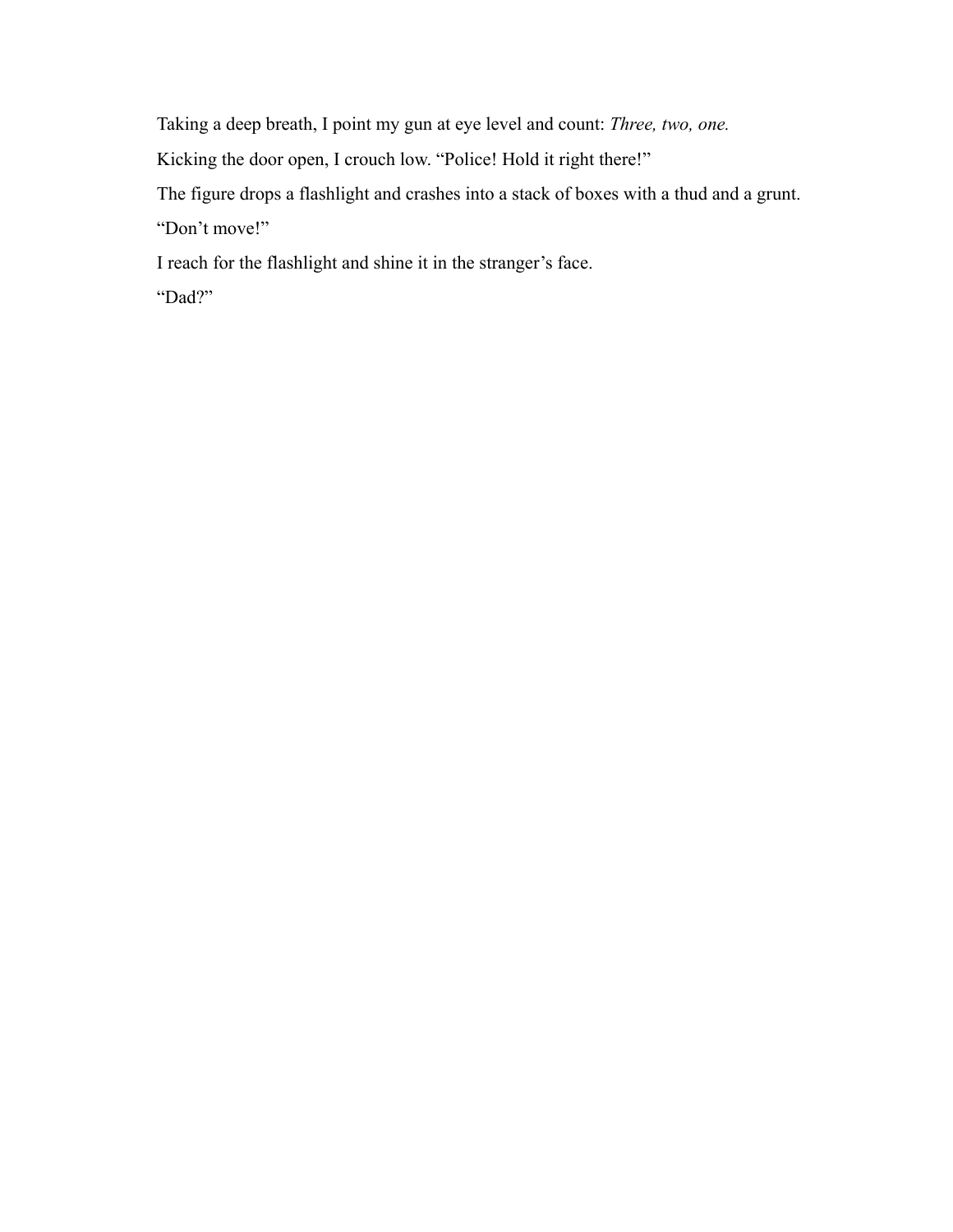Taking a deep breath, I point my gun at eye level and count: *Three, two, one.*

Kicking the door open, I crouch low. "Police! Hold it right there!"

The figure drops a flashlight and crashes into a stack of boxes with a thud and a grunt.

"Don't move!"

I reach for the flashlight and shine it in the stranger's face.

"Dad?"